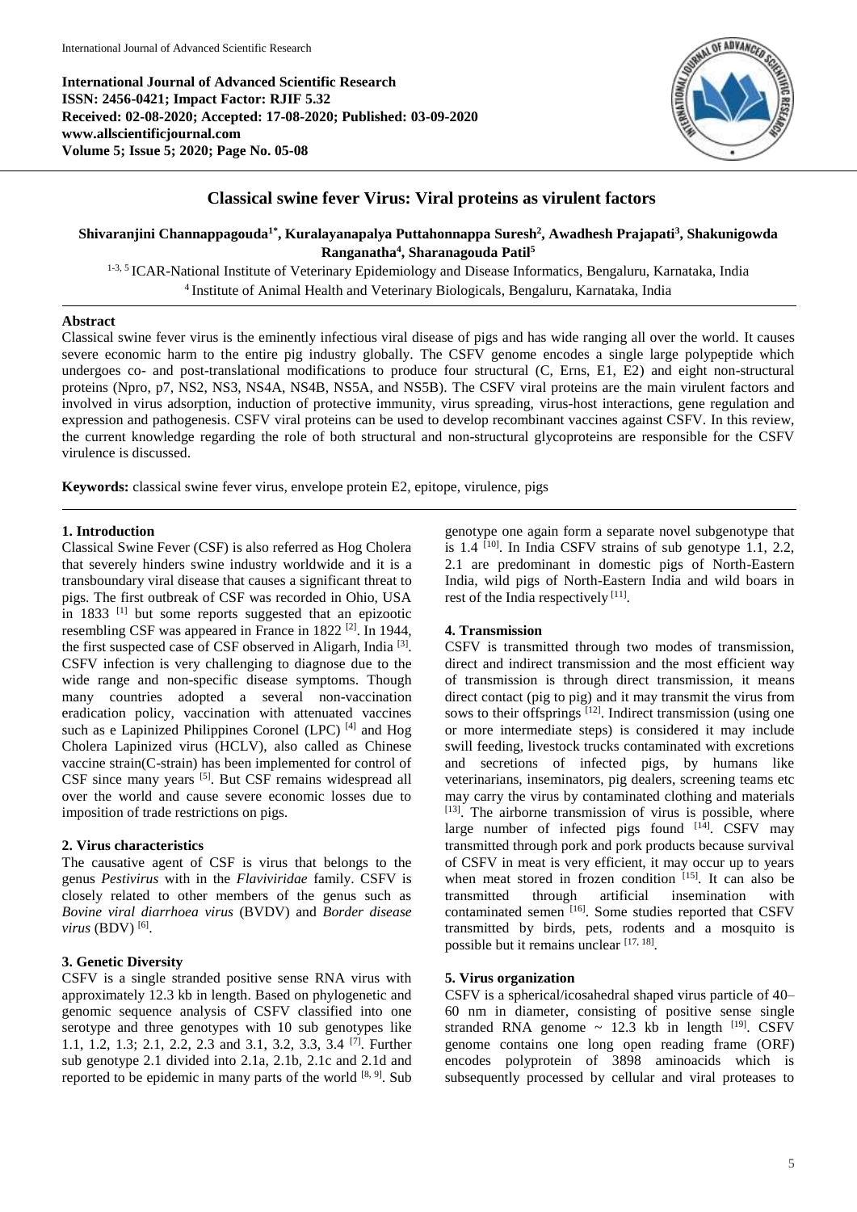**International Journal of Advanced Scientific Research**
**ISSN: 2456-0421; Impact Factor: RJIF 5.32**
**Received: 02-08-2020; Accepted: 17-08-2020; Published: 03-09-2020**
**www.allscientificjournal.com**
**Volume 5; Issue 5; 2020; Page No. 05-08**

# Classical swine fever Virus: Viral proteins as virulent factors

**Shivaranjini Channappagouda[1*], Kuralayanapalya Puttahonnappa Suresh[2], Awadhesh Prajapati[3], Shakunigowda Ranganatha[4], Sharanagouda Patil[5]**

[1-3, 5] ICAR-National Institute of Veterinary Epidemiology and Disease Informatics, Bengaluru, Karnataka, India
[4] Institute of Animal Health and Veterinary Biologicals, Bengaluru, Karnataka, India

## Abstract

Classical swine fever virus is the eminently infectious viral disease of pigs and has wide ranging all over the world. It causes severe economic harm to the entire pig industry globally. The CSFV genome encodes a single large polypeptide which undergoes co- and post-translational modifications to produce four structural (C, Erns, E1, E2) and eight non-structural proteins (Npro, p7, NS2, NS3, NS4A, NS4B, NS5A, and NS5B). The CSFV viral proteins are the main virulent factors and involved in virus adsorption, induction of protective immunity, virus spreading, virus-host interactions, gene regulation and expression and pathogenesis. CSFV viral proteins can be used to develop recombinant vaccines against CSFV. In this review, the current knowledge regarding the role of both structural and non-structural glycoproteins are responsible for the CSFV virulence is discussed.

**Keywords:** classical swine fever virus, envelope protein E2, epitope, virulence, pigs

## 1. Introduction

Classical Swine Fever (CSF) is also referred as Hog Cholera that severely hinders swine industry worldwide and it is a transboundary viral disease that causes a significant threat to pigs. The first outbreak of CSF was recorded in Ohio, USA in 1833 [1] but some reports suggested that an epizootic resembling CSF was appeared in France in 1822 [2]. In 1944, the first suspected case of CSF observed in Aligarh, India [3]. CSFV infection is very challenging to diagnose due to the wide range and non-specific disease symptoms. Though many countries adopted a several non-vaccination eradication policy, vaccination with attenuated vaccines such as e Lapinized Philippines Coronel (LPC) [4] and Hog Cholera Lapinized virus (HCLV), also called as Chinese vaccine strain(C-strain) has been implemented for control of CSF since many years [5]. But CSF remains widespread all over the world and cause severe economic losses due to imposition of trade restrictions on pigs.

## 2. Virus characteristics

The causative agent of CSF is virus that belongs to the genus *Pestivirus* with in the *Flaviviridae* family. CSFV is closely related to other members of the genus such as *Bovine viral diarrhoea virus* (BVDV) and *Border disease virus* (BDV) [6].

## 3. Genetic Diversity

CSFV is a single stranded positive sense RNA virus with approximately 12.3 kb in length. Based on phylogenetic and genomic sequence analysis of CSFV classified into one serotype and three genotypes with 10 sub genotypes like 1.1, 1.2, 1.3; 2.1, 2.2, 2.3 and 3.1, 3.2, 3.3, 3.4 [7]. Further sub genotype 2.1 divided into 2.1a, 2.1b, 2.1c and 2.1d and reported to be epidemic in many parts of the world [8, 9]. Sub genotype one again form a separate novel subgenotype that is 1.4 [10]. In India CSFV strains of sub genotype 1.1, 2.2, 2.1 are predominant in domestic pigs of North-Eastern India, wild pigs of North-Eastern India and wild boars in rest of the India respectively [11].

## 4. Transmission

CSFV is transmitted through two modes of transmission, direct and indirect transmission and the most efficient way of transmission is through direct transmission, it means direct contact (pig to pig) and it may transmit the virus from sows to their offsprings [12]. Indirect transmission (using one or more intermediate steps) is considered it may include swill feeding, livestock trucks contaminated with excretions and secretions of infected pigs, by humans like veterinarians, inseminators, pig dealers, screening teams etc may carry the virus by contaminated clothing and materials [13]. The airborne transmission of virus is possible, where large number of infected pigs found [14]. CSFV may transmitted through pork and pork products because survival of CSFV in meat is very efficient, it may occur up to years when meat stored in frozen condition [15]. It can also be transmitted through artificial insemination with contaminated semen [16]. Some studies reported that CSFV transmitted by birds, pets, rodents and a mosquito is possible but it remains unclear [17, 18].

## 5. Virus organization

CSFV is a spherical/icosahedral shaped virus particle of 40–60 nm in diameter, consisting of positive sense single stranded RNA genome ~ 12.3 kb in length [19]. CSFV genome contains one long open reading frame (ORF) encodes polyprotein of 3898 aminoacids which is subsequently processed by cellular and viral proteases to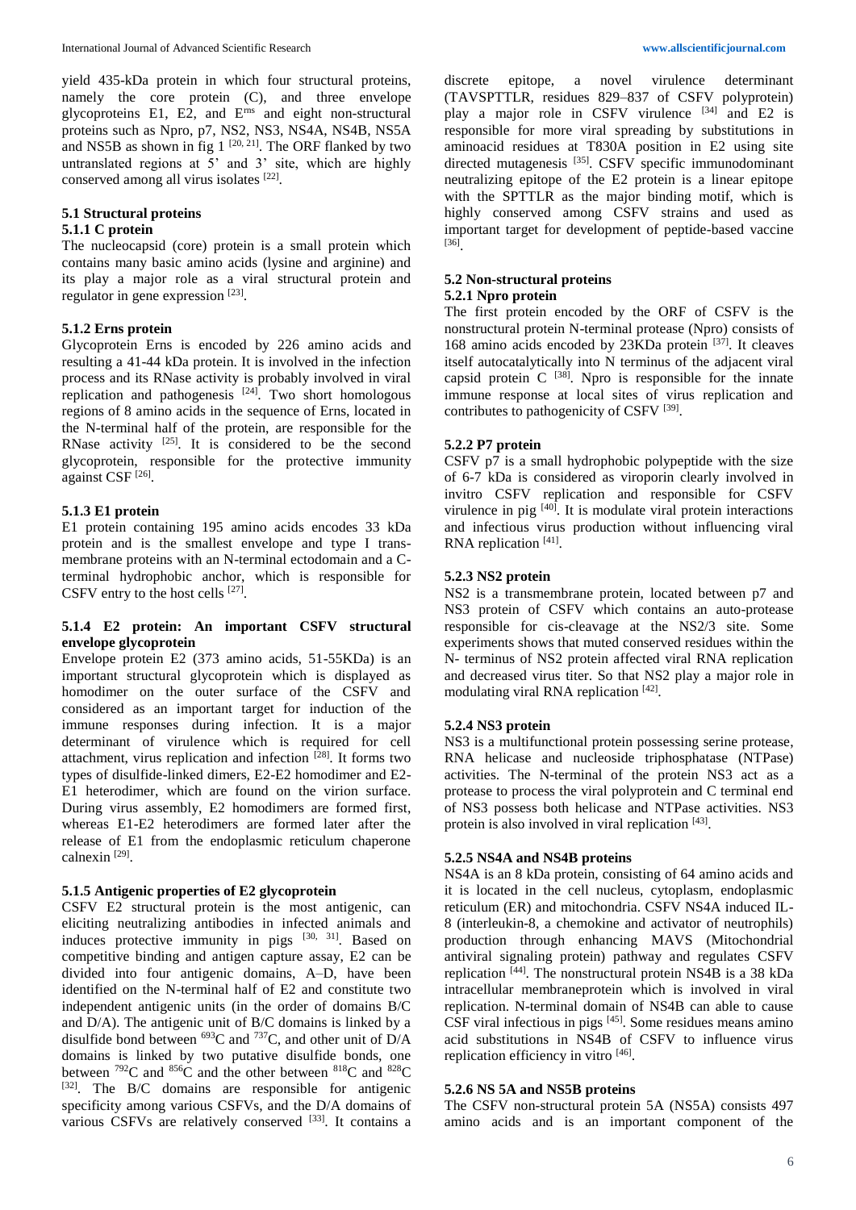yield 435-kDa protein in which four structural proteins, namely the core protein (C), and three envelope glycoproteins E1, E2, and $E^{rns}$ and eight non-structural proteins such as Npro, p7, NS2, NS3, NS4A, NS4B, NS5A and NS5B as shown in fig 1 [20, 21]. The ORF flanked by two untranslated regions at 5' and 3' site, which are highly conserved among all virus isolates [22].

### 5.1 Structural proteins

#### 5.1.1 C protein

The nucleocapsid (core) protein is a small protein which contains many basic amino acids (lysine and arginine) and its play a major role as a viral structural protein and regulator in gene expression [23].

#### 5.1.2 Erns protein

Glycoprotein Erns is encoded by 226 amino acids and resulting a 41-44 kDa protein. It is involved in the infection process and its RNase activity is probably involved in viral replication and pathogenesis [24]. Two short homologous regions of 8 amino acids in the sequence of Erns, located in the N-terminal half of the protein, are responsible for the RNase activity [25]. It is considered to be the second glycoprotein, responsible for the protective immunity against CSF [26].

#### 5.1.3 E1 protein

E1 protein containing 195 amino acids encodes 33 kDa protein and is the smallest envelope and type I trans-membrane proteins with an N-terminal ectodomain and a C-terminal hydrophobic anchor, which is responsible for CSFV entry to the host cells [27].

#### 5.1.4 E2 protein: An important CSFV structural envelope glycoprotein

Envelope protein E2 (373 amino acids, 51-55KDa) is an important structural glycoprotein which is displayed as homodimer on the outer surface of the CSFV and considered as an important target for induction of the immune responses during infection. It is a major determinant of virulence which is required for cell attachment, virus replication and infection [28]. It forms two types of disulfide-linked dimers, E2-E2 homodimer and E2-E1 heterodimer, which are found on the virion surface. During virus assembly, E2 homodimers are formed first, whereas E1-E2 heterodimers are formed later after the release of E1 from the endoplasmic reticulum chaperone calnexin [29].

#### 5.1.5 Antigenic properties of E2 glycoprotein

CSFV E2 structural protein is the most antigenic, can eliciting neutralizing antibodies in infected animals and induces protective immunity in pigs [30, 31]. Based on competitive binding and antigen capture assay, E2 can be divided into four antigenic domains, A–D, have been identified on the N-terminal half of E2 and constitute two independent antigenic units (in the order of domains B/C and D/A). The antigenic unit of B/C domains is linked by a disulfide bond between $^{693}$C and $^{737}$C, and other unit of D/A domains is linked by two putative disulfide bonds, one between $^{792}$C and $^{856}$C and the other between $^{818}$C and $^{828}$C [32]. The B/C domains are responsible for antigenic specificity among various CSFVs, and the D/A domains of various CSFVs are relatively conserved [33]. It contains a discrete epitope, a novel virulence determinant (TAVSPTTLR, residues 829–837 of CSFV polyprotein) play a major role in CSFV virulence [34] and E2 is responsible for more viral spreading by substitutions in aminoacid residues at T830A position in E2 using site directed mutagenesis [35]. CSFV specific immunodominant neutralizing epitope of the E2 protein is a linear epitope with the SPTTLR as the major binding motif, which is highly conserved among CSFV strains and used as important target for development of peptide-based vaccine [36].

### 5.2 Non-structural proteins

#### 5.2.1 Npro protein

The first protein encoded by the ORF of CSFV is the nonstructural protein N-terminal protease (Npro) consists of 168 amino acids encoded by 23KDa protein [37]. It cleaves itself autocatalytically into N terminus of the adjacent viral capsid protein C [38]. Npro is responsible for the innate immune response at local sites of virus replication and contributes to pathogenicity of CSFV [39].

#### 5.2.2 P7 protein

CSFV p7 is a small hydrophobic polypeptide with the size of 6-7 kDa is considered as viroporin clearly involved in invitro CSFV replication and responsible for CSFV virulence in pig [40]. It is modulate viral protein interactions and infectious virus production without influencing viral RNA replication [41].

#### 5.2.3 NS2 protein

NS2 is a transmembrane protein, located between p7 and NS3 protein of CSFV which contains an auto-protease responsible for cis-cleavage at the NS2/3 site. Some experiments shows that muted conserved residues within the N- terminus of NS2 protein affected viral RNA replication and decreased virus titer. So that NS2 play a major role in modulating viral RNA replication [42].

#### 5.2.4 NS3 protein

NS3 is a multifunctional protein possessing serine protease, RNA helicase and nucleoside triphosphatase (NTPase) activities. The N-terminal of the protein NS3 act as a protease to process the viral polyprotein and C terminal end of NS3 possess both helicase and NTPase activities. NS3 protein is also involved in viral replication [43].

#### 5.2.5 NS4A and NS4B proteins

NS4A is an 8 kDa protein, consisting of 64 amino acids and it is located in the cell nucleus, cytoplasm, endoplasmic reticulum (ER) and mitochondria. CSFV NS4A induced IL-8 (interleukin-8, a chemokine and activator of neutrophils) production through enhancing MAVS (Mitochondrial antiviral signaling protein) pathway and regulates CSFV replication [44]. The nonstructural protein NS4B is a 38 kDa intracellular membraneprotein which is involved in viral replication. N-terminal domain of NS4B can able to cause CSF viral infectious in pigs [45]. Some residues means amino acid substitutions in NS4B of CSFV to influence virus replication efficiency in vitro [46].

#### 5.2.6 NS 5A and NS5B proteins

The CSFV non-structural protein 5A (NS5A) consists 497 amino acids and is an important component of the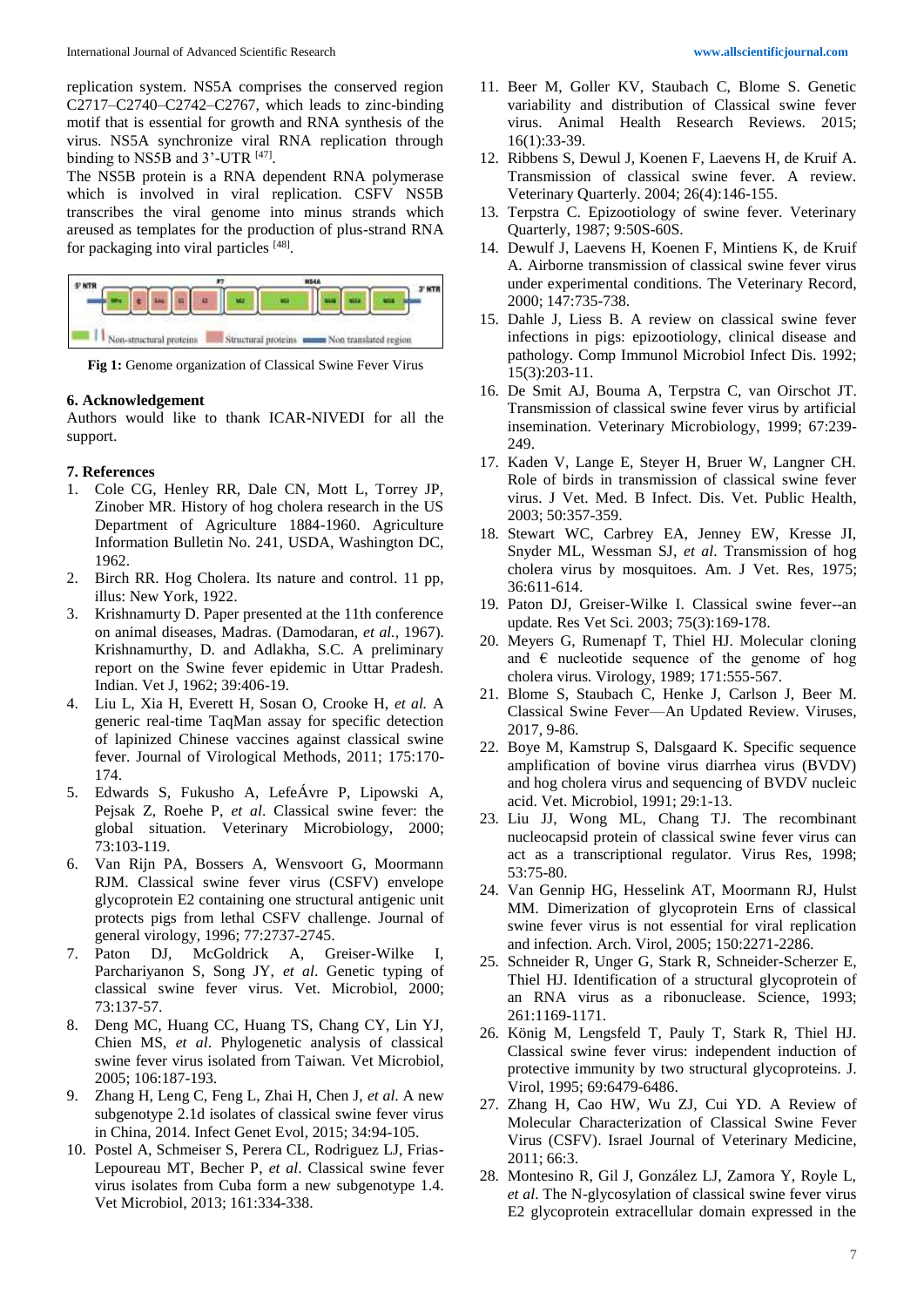replication system. NS5A comprises the conserved region C2717–C2740–C2742–C2767, which leads to zinc-binding motif that is essential for growth and RNA synthesis of the virus. NS5A synchronize viral RNA replication through binding to NS5B and 3'-UTR [47].

The NS5B protein is a RNA dependent RNA polymerase which is involved into viral replication. CSFV NS5B transcribes the viral genome into minus strands which areused as templates for the production of plus-strand RNA for packaging into viral particles [48].

**Fig 1:** Genome organization of Classical Swine Fever Virus

## 6. Acknowledgement

Authors would like to thank ICAR-NIVEDI for all the support.

## 7. References

1. Cole CG, Henley RR, Dale CN, Mott L, Torrey JP, Zinober MR. History of hog cholera research in the US Department of Agriculture 1884-1960. Agriculture Information Bulletin No. 241, USDA, Washington DC, 1962.
2. Birch RR. Hog Cholera. Its nature and control. 11 pp, illus: New York, 1922.
3. Krishnamurty D. Paper presented at the 11th conference on animal diseases, Madras. (Damodaran, *et al.*, 1967). Krishnamurthy, D. and Adlakha, S.C. A preliminary report on the Swine fever epidemic in Uttar Pradesh. Indian. Vet J, 1962; 39:406-19.
4. Liu L, Xia H, Everett H, Sosan O, Crooke H, *et al.* A generic real-time TaqMan assay for specific detection of lapinized Chinese vaccines against classical swine fever. Journal of Virological Methods, 2011; 175:170-174.
5. Edwards S, Fukusho A, LefeÁvre P, Lipowski A, Pejsak Z, Roehe P, *et al*. Classical swine fever: the global situation. Veterinary Microbiology, 2000; 73:103-119.
6. Van Rijn PA, Bossers A, Wensvoort G, Moormann RJM. Classical swine fever virus (CSFV) envelope glycoprotein E2 containing one structural antigenic unit protects pigs from lethal CSFV challenge. Journal of general virology, 1996; 77:2737-2745.
7. Paton DJ, McGoldrick A, Greiser-Wilke I, Parchariyanon S, Song JY, *et al*. Genetic typing of classical swine fever virus. Vet. Microbiol, 2000; 73:137-57.
8. Deng MC, Huang CC, Huang TS, Chang CY, Lin YJ, Chien MS, *et al*. Phylogenetic analysis of classical swine fever virus isolated from Taiwan. Vet Microbiol, 2005; 106:187-193.
9. Zhang H, Leng C, Feng L, Zhai H, Chen J, *et al.* A new subgenotype 2.1d isolates of classical swine fever virus in China, 2014. Infect Genet Evol, 2015; 34:94-105.
10. Postel A, Schmeiser S, Perera CL, Rodriguez LJ, Frias-Lepoureau MT, Becher P, *et al*. Classical swine fever virus isolates from Cuba form a new subgenotype 1.4. Vet Microbiol, 2013; 161:334-338.
11. Beer M, Goller KV, Staubach C, Blome S. Genetic variability and distribution of Classical swine fever virus. Animal Health Research Reviews. 2015; 16(1):33-39.
12. Ribbens S, Dewul J, Koenen F, Laevens H, de Kruif A. Transmission of classical swine fever. A review. Veterinary Quarterly. 2004; 26(4):146-155.
13. Terpstra C. Epizootiology of swine fever. Veterinary Quarterly, 1987; 9:50S-60S.
14. Dewulf J, Laevens H, Koenen F, Mintiens K, de Kruif A. Airborne transmission of classical swine fever virus under experimental conditions. The Veterinary Record, 2000; 147:735-738.
15. Dahle J, Liess B. A review on classical swine fever infections in pigs: epizootiology, clinical disease and pathology. Comp Immunol Microbiol Infect Dis. 1992; 15(3):203-11.
16. De Smit AJ, Bouma A, Terpstra C, van Oirschot JT. Transmission of classical swine fever virus by artificial insemination. Veterinary Microbiology, 1999; 67:239-249.
17. Kaden V, Lange E, Steyer H, Bruer W, Langner CH. Role of birds in transmission of classical swine fever virus. J Vet. Med. B Infect. Dis. Vet. Public Health, 2003; 50:357-359.
18. Stewart WC, Carbrey EA, Jenney EW, Kresse JI, Snyder ML, Wessman SJ, *et al*. Transmission of hog cholera virus by mosquitoes. Am. J Vet. Res, 1975; 36:611-614.
19. Paton DJ, Greiser-Wilke I. Classical swine fever--an update. Res Vet Sci. 2003; 75(3):169-178.
20. Meyers G, Rumenapf T, Thiel HJ. Molecular cloning and € nucleotide sequence of the genome of hog cholera virus. Virology, 1989; 171:555-567.
21. Blome S, Staubach C, Henke J, Carlson J, Beer M. Classical Swine Fever—An Updated Review. Viruses, 2017, 9-86.
22. Boye M, Kamstrup S, Dalsgaard K. Specific sequence amplification of bovine virus diarrhea virus (BVDV) and hog cholera virus and sequencing of BVDV nucleic acid. Vet. Microbiol, 1991; 29:1-13.
23. Liu JJ, Wong ML, Chang TJ. The recombinant nucleocapsid protein of classical swine fever virus can act as a transcriptional regulator. Virus Res, 1998; 53:75-80.
24. Van Gennip HG, Hesselink AT, Moormann RJ, Hulst MM. Dimerization of glycoprotein Erns of classical swine fever virus is not essential for viral replication and infection. Arch. Virol, 2005; 150:2271-2286.
25. Schneider R, Unger G, Stark R, Schneider-Scherzer E, Thiel HJ. Identification of a structural glycoprotein of an RNA virus as a ribonuclease. Science, 1993; 261:1169-1171.
26. König M, Lengsfeld T, Pauly T, Stark R, Thiel HJ. Classical swine fever virus: independent induction of protective immunity by two structural glycoproteins. J. Virol, 1995; 69:6479-6486.
27. Zhang H, Cao HW, Wu ZJ, Cui YD. A Review of Molecular Characterization of Classical Swine Fever Virus (CSFV). Israel Journal of Veterinary Medicine, 2011; 66:3.
28. Montesino R, Gil J, González LJ, Zamora Y, Royle L, *et al*. The N-glycosylation of classical swine fever virus E2 glycoprotein extracellular domain expressed in the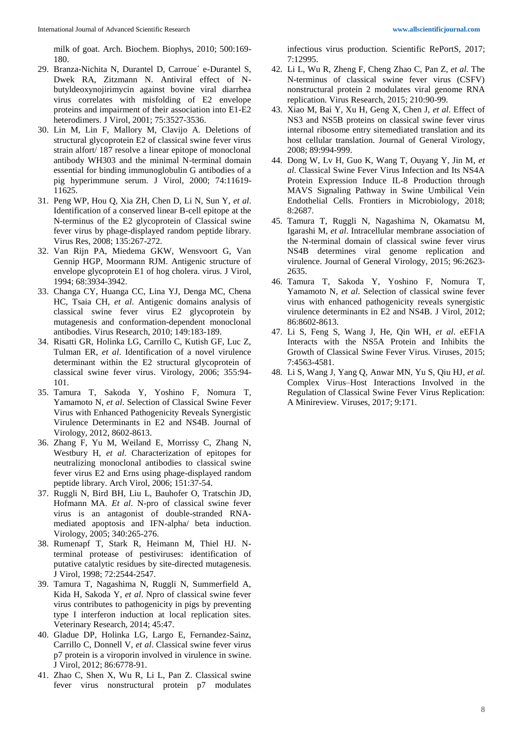milk of goat. Arch. Biochem. Biophys, 2010; 500:169-180.

29. Branza-Nichita N, Durantel D, Carroue´ e-Durantel S, Dwek RA, Zitzmann N. Antiviral effect of N-butyldeoxynojirimycin against bovine viral diarrhea virus correlates with misfolding of E2 envelope proteins and impairment of their association into E1-E2 heterodimers. J Virol, 2001; 75:3527-3536.
30. Lin M, Lin F, Mallory M, Clavijo A. Deletions of structural glycoprotein E2 of classical swine fever virus strain alfort/ 187 resolve a linear epitope of monoclonal antibody WH303 and the minimal N-terminal domain essential for binding immunoglobulin G antibodies of a pig hyperimmune serum. J Virol, 2000; 74:11619-11625.
31. Peng WP, Hou Q, Xia ZH, Chen D, Li N, Sun Y, *et al*. Identification of a conserved linear B-cell epitope at the N-terminus of the E2 glycoprotein of Classical swine fever virus by phage-displayed random peptide library. Virus Res, 2008; 135:267-272.
32. Van Rijn PA, Miedema GKW, Wensvoort G, Van Gennip HGP, Moormann RJM. Antigenic structure of envelope glycoprotein E1 of hog cholera. virus. J Virol, 1994; 68:3934-3942.
33. Changa CY, Huanga CC, Lina YJ, Denga MC, Chena HC, Tsaia CH, *et al*. Antigenic domains analysis of classical swine fever virus E2 glycoprotein by mutagenesis and conformation-dependent monoclonal antibodies. Virus Research, 2010; 149:183-189.
34. Risatti GR, Holinka LG, Carrillo C, Kutish GF, Luc Z, Tulman ER, *et al*. Identification of a novel virulence determinant within the E2 structural glycoprotein of classical swine fever virus. Virology, 2006; 355:94-101.
35. Tamura T, Sakoda Y, Yoshino F, Nomura T, Yamamoto N, *et al*. Selection of Classical Swine Fever Virus with Enhanced Pathogenicity Reveals Synergistic Virulence Determinants in E2 and NS4B. Journal of Virology, 2012, 8602-8613.
36. Zhang F, Yu M, Weiland E, Morrissy C, Zhang N, Westbury H, *et al*. Characterization of epitopes for neutralizing monoclonal antibodies to classical swine fever virus E2 and Erns using phage-displayed random peptide library. Arch Virol, 2006; 151:37-54.
37. Ruggli N, Bird BH, Liu L, Bauhofer O, Tratschin JD, Hofmann MA. *Et al*. N-pro of classical swine fever virus is an antagonist of double-stranded RNA-mediated apoptosis and IFN-alpha/ beta induction. Virology, 2005; 340:265-276.
38. Rumenapf T, Stark R, Heimann M, Thiel HJ. N-terminal protease of pestiviruses: identification of putative catalytic residues by site-directed mutagenesis. J Virol, 1998; 72:2544-2547.
39. Tamura T, Nagashima N, Ruggli N, Summerfield A, Kida H, Sakoda Y, *et al*. Npro of classical swine fever virus contributes to pathogenicity in pigs by preventing type I interferon induction at local replication sites. Veterinary Research, 2014; 45:47.
40. Gladue DP, Holinka LG, Largo E, Fernandez-Sainz, Carrillo C, Donnell V, *et al*. Classical swine fever virus p7 protein is a viroporin involved in virulence in swine. J Virol, 2012; 86:6778-91.
41. Zhao C, Shen X, Wu R, Li L, Pan Z. Classical swine fever virus nonstructural protein p7 modulates infectious virus production. Scientific RePortS, 2017; 7:12995.
42. Li L, Wu R, Zheng F, Cheng Zhao C, Pan Z, *et al*. The N-terminus of classical swine fever virus (CSFV) nonstructural protein 2 modulates viral genome RNA replication. Virus Research, 2015; 210:90-99.
43. Xiao M, Bai Y, Xu H, Geng X, Chen J, *et al*. Effect of NS3 and NS5B proteins on classical swine fever virus internal ribosome entry sitemediated translation and its host cellular translation. Journal of General Virology, 2008; 89:994-999.
44. Dong W, Lv H, Guo K, Wang T, Ouyang Y, Jin M, *et al*. Classical Swine Fever Virus Infection and Its NS4A Protein Expression Induce IL-8 Production through MAVS Signaling Pathway in Swine Umbilical Vein Endothelial Cells. Frontiers in Microbiology, 2018; 8:2687.
45. Tamura T, Ruggli N, Nagashima N, Okamatsu M, Igarashi M, *et al*. Intracellular membrane association of the N-terminal domain of classical swine fever virus NS4B determines viral genome replication and virulence. Journal of General Virology, 2015; 96:2623-2635.
46. Tamura T, Sakoda Y, Yoshino F, Nomura T, Yamamoto N, *et al*. Selection of classical swine fever virus with enhanced pathogenicity reveals synergistic virulence determinants in E2 and NS4B. J Virol, 2012; 86:8602-8613.
47. Li S, Feng S, Wang J, He, Qin WH, *et al*. eEF1A Interacts with the NS5A Protein and Inhibits the Growth of Classical Swine Fever Virus. Viruses, 2015; 7:4563-4581.
48. Li S, Wang J, Yang Q, Anwar MN, Yu S, Qiu HJ, *et al*. Complex Virus–Host Interactions Involved in the Regulation of Classical Swine Fever Virus Replication: A Minireview. Viruses, 2017; 9:171.